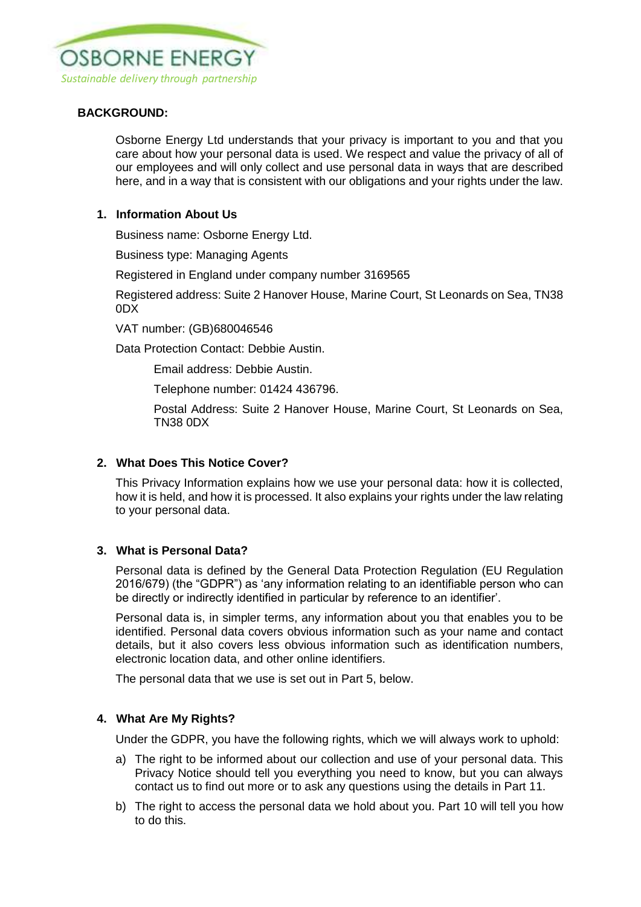OSBORNE ENERGY

*Sustainable delivery through partnership*

**BACKGROUND:**

Osborne Energy Ltd understands that your privacy is important to you and that you care about how your personal data is used. We respect and value the privacy of all of our employees and will only collect and use personal data in ways that are described here, and in a way that is consistent with our obligations and your rights under the law.

## 1. Information About Us

Business name: Osborne Energy Ltd.

Business type: Managing Agents

Registered in England under company number 3169565

Registered address: Suite 2 Hanover House, Marine Court, St Leonards on Sea, TN38 0DX

VAT number: (GB)680046546

Data Protection Contact: Debbie Austin.

Email address: Debbie Austin.

Telephone number: 01424 436796.

Postal Address: Suite 2 Hanover House, Marine Court, St Leonards on Sea, TN38 0DX

## 2. What Does This Notice Cover?

This Privacy Information explains how we use your personal data: how it is collected, how it is held, and how it is processed. It also explains your rights under the law relating to your personal data.

## 3. What is Personal Data?

Personal data is defined by the General Data Protection Regulation (EU Regulation 2016/679) (the "GDPR") as 'any information relating to an identifiable person who can be directly or indirectly identified in particular by reference to an identifier'.

Personal data is, in simpler terms, any information about you that enables you to be identified. Personal data covers obvious information such as your name and contact details, but it also covers less obvious information such as identification numbers, electronic location data, and other online identifiers.

The personal data that we use is set out in Part 5, below.

## 4. What Are My Rights?

Under the GDPR, you have the following rights, which we will always work to uphold:

a) The right to be informed about our collection and use of your personal data. This Privacy Notice should tell you everything you need to know, but you can always contact us to find out more or to ask any questions using the details in Part 11.

b) The right to access the personal data we hold about you. Part 10 will tell you how to do this.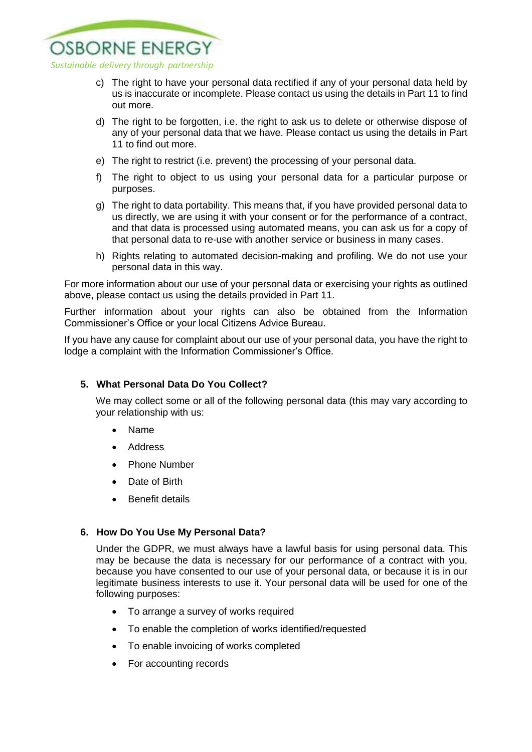c) The right to have your personal data rectified if any of your personal data held by us is inaccurate or incomplete. Please contact us using the details in Part 11 to find out more.

d) The right to be forgotten, i.e. the right to ask us to delete or otherwise dispose of any of your personal data that we have. Please contact us using the details in Part 11 to find out more.

e) The right to restrict (i.e. prevent) the processing of your personal data.

f) The right to object to us using your personal data for a particular purpose or purposes.

g) The right to data portability. This means that, if you have provided personal data to us directly, we are using it with your consent or for the performance of a contract, and that data is processed using automated means, you can ask us for a copy of that personal data to re-use with another service or business in many cases.

h) Rights relating to automated decision-making and profiling. We do not use your personal data in this way.

For more information about our use of your personal data or exercising your rights as outlined above, please contact us using the details provided in Part 11.

Further information about your rights can also be obtained from the Information Commissioner's Office or your local Citizens Advice Bureau.

If you have any cause for complaint about our use of your personal data, you have the right to lodge a complaint with the Information Commissioner's Office.

## 5. What Personal Data Do You Collect?

We may collect some or all of the following personal data (this may vary according to your relationship with us:

- Name
- Address
- Phone Number
- Date of Birth
- Benefit details

## 6. How Do You Use My Personal Data?

Under the GDPR, we must always have a lawful basis for using personal data. This may be because the data is necessary for our performance of a contract with you, because you have consented to our use of your personal data, or because it is in our legitimate business interests to use it. Your personal data will be used for one of the following purposes:

- To arrange a survey of works required
- To enable the completion of works identified/requested
- To enable invoicing of works completed
- For accounting records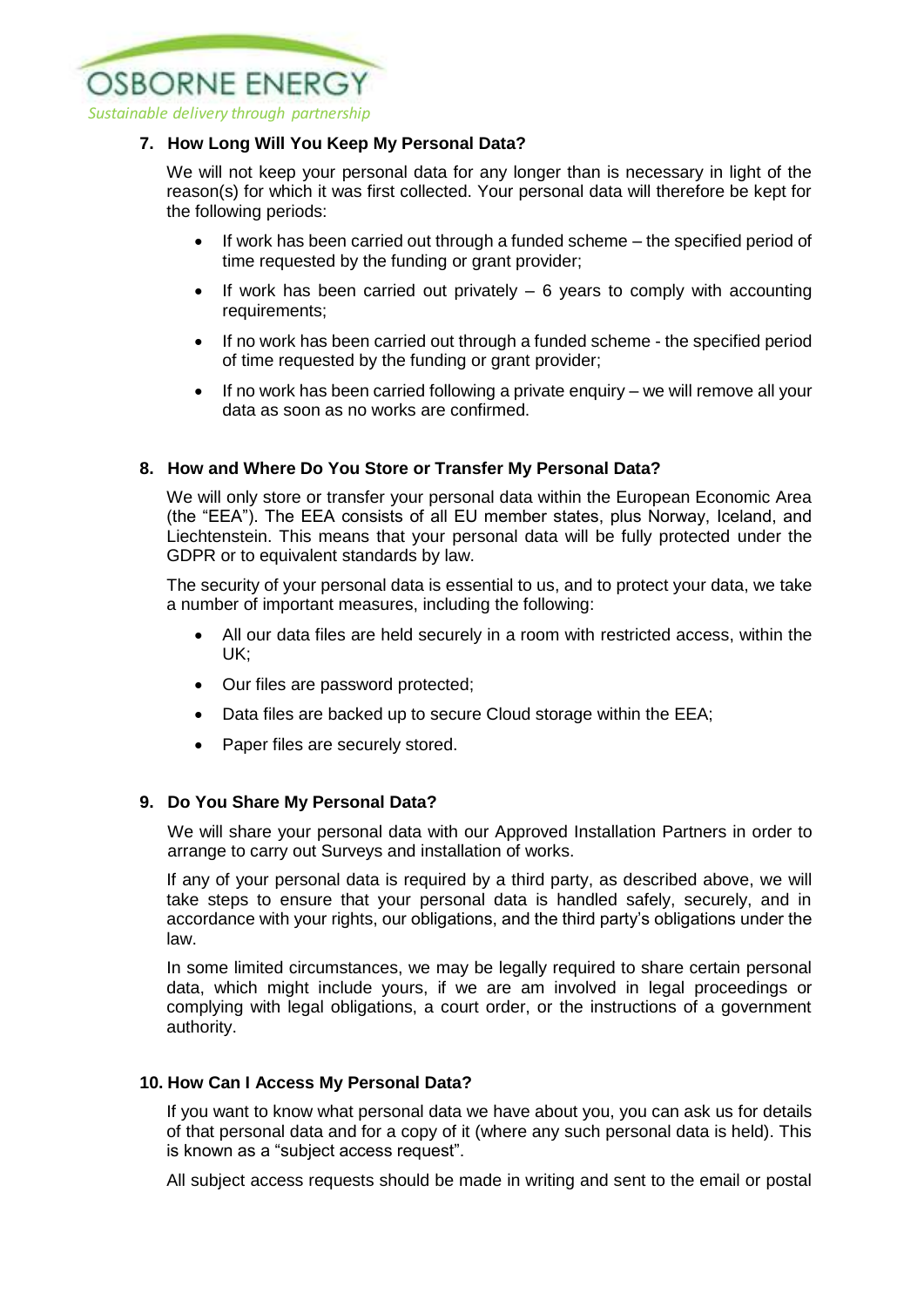## 7. How Long Will You Keep My Personal Data?

We will not keep your personal data for any longer than is necessary in light of the reason(s) for which it was first collected. Your personal data will therefore be kept for the following periods:

- If work has been carried out through a funded scheme – the specified period of time requested by the funding or grant provider;
- If work has been carried out privately – 6 years to comply with accounting requirements;
- If no work has been carried out through a funded scheme - the specified period of time requested by the funding or grant provider;
- If no work has been carried following a private enquiry – we will remove all your data as soon as no works are confirmed.

## 8. How and Where Do You Store or Transfer My Personal Data?

We will only store or transfer your personal data within the European Economic Area (the "EEA"). The EEA consists of all EU member states, plus Norway, Iceland, and Liechtenstein. This means that your personal data will be fully protected under the GDPR or to equivalent standards by law.

The security of your personal data is essential to us, and to protect your data, we take a number of important measures, including the following:

- All our data files are held securely in a room with restricted access, within the UK;
- Our files are password protected;
- Data files are backed up to secure Cloud storage within the EEA;
- Paper files are securely stored.

## 9. Do You Share My Personal Data?

We will share your personal data with our Approved Installation Partners in order to arrange to carry out Surveys and installation of works.

If any of your personal data is required by a third party, as described above, we will take steps to ensure that your personal data is handled safely, securely, and in accordance with your rights, our obligations, and the third party's obligations under the law.

In some limited circumstances, we may be legally required to share certain personal data, which might include yours, if we are am involved in legal proceedings or complying with legal obligations, a court order, or the instructions of a government authority.

## 10. How Can I Access My Personal Data?

If you want to know what personal data we have about you, you can ask us for details of that personal data and for a copy of it (where any such personal data is held). This is known as a "subject access request".

All subject access requests should be made in writing and sent to the email or postal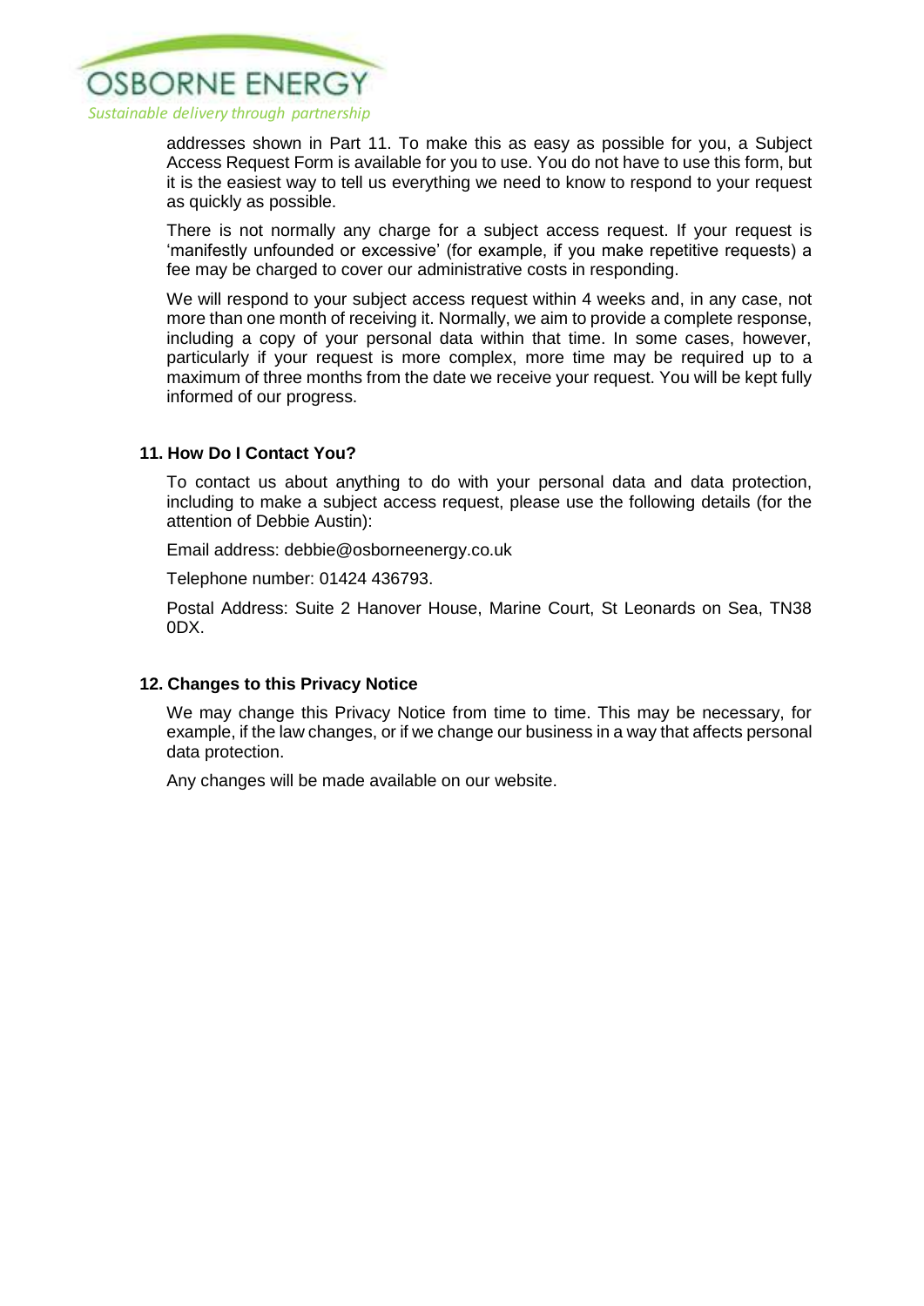addresses shown in Part 11. To make this as easy as possible for you, a Subject Access Request Form is available for you to use. You do not have to use this form, but it is the easiest way to tell us everything we need to know to respond to your request as quickly as possible.

There is not normally any charge for a subject access request. If your request is 'manifestly unfounded or excessive' (for example, if you make repetitive requests) a fee may be charged to cover our administrative costs in responding.

We will respond to your subject access request within 4 weeks and, in any case, not more than one month of receiving it. Normally, we aim to provide a complete response, including a copy of your personal data within that time. In some cases, however, particularly if your request is more complex, more time may be required up to a maximum of three months from the date we receive your request. You will be kept fully informed of our progress.

### 11. How Do I Contact You?

To contact us about anything to do with your personal data and data protection, including to make a subject access request, please use the following details (for the attention of Debbie Austin):

Email address: debbie@osborneenergy.co.uk

Telephone number: 01424 436793.

Postal Address: Suite 2 Hanover House, Marine Court, St Leonards on Sea, TN38 0DX.

### 12. Changes to this Privacy Notice

We may change this Privacy Notice from time to time. This may be necessary, for example, if the law changes, or if we change our business in a way that affects personal data protection.

Any changes will be made available on our website.